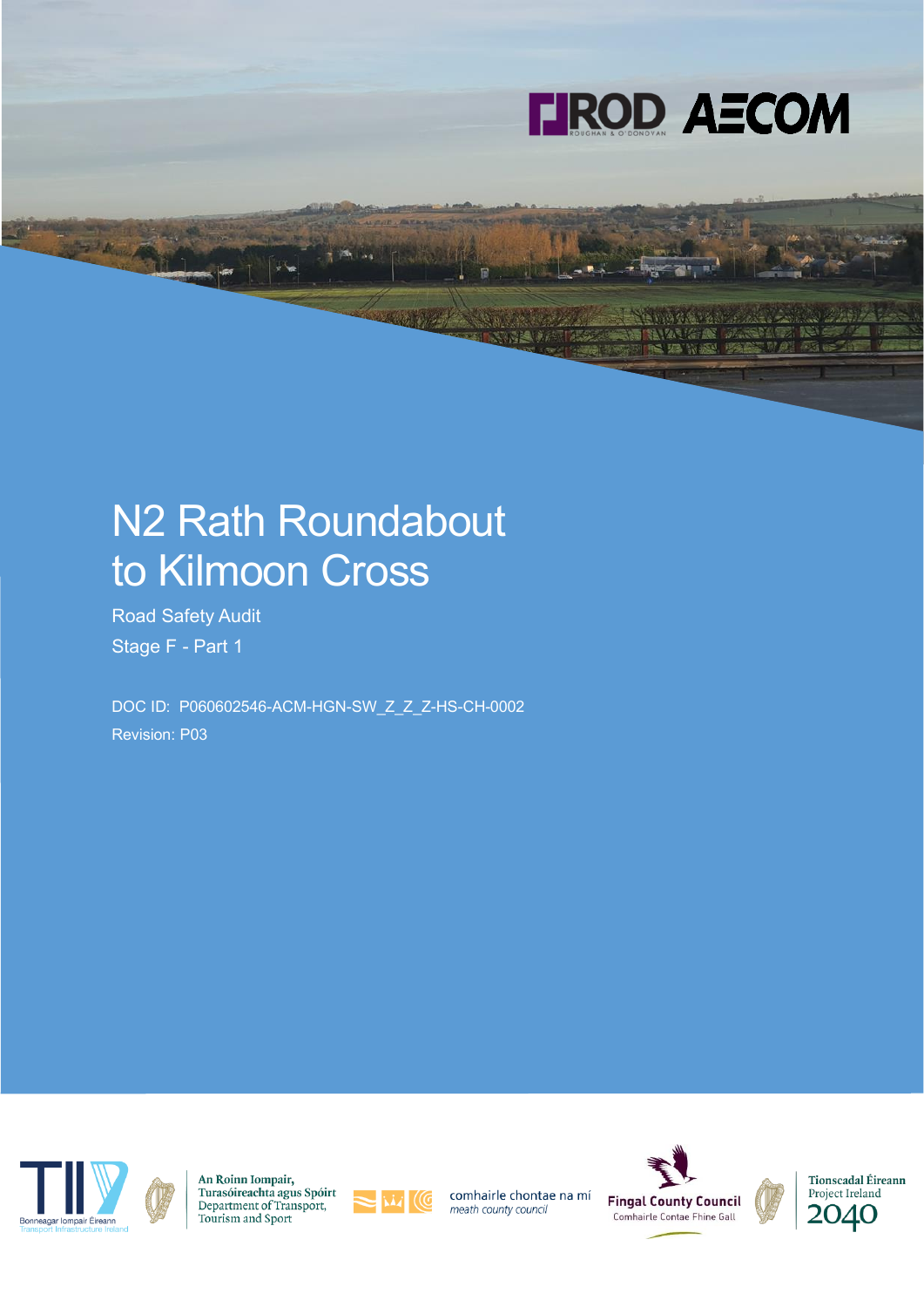# N2 Rath Roundabout to Kilmoon Cross

Road Safety Audit

Stage F - Part 1

DOC ID: P060602546-ACM-HGN-SW_Z_Z_Z-HS-CH-0002

Revision: P03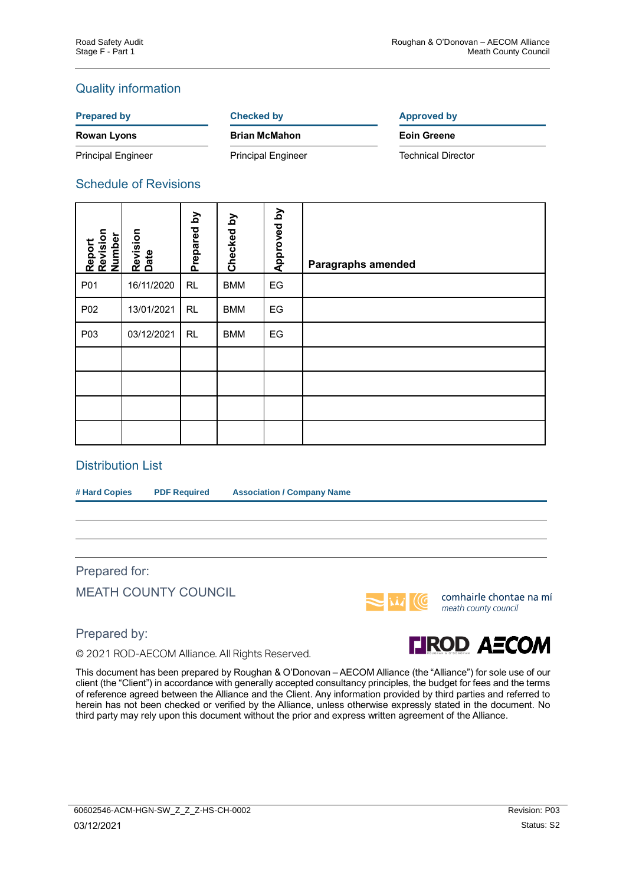## Quality information

| Prepared by | Checked by | Approved by |
|---|---|---|
| **Rowan Lyons** | **Brian McMahon** | **Eoin Greene** |
| Principal Engineer | Principal Engineer | Technical Director |

## Schedule of Revisions

| Report Revision Number | Revision Date | Prepared by | Checked by | Approved by | Paragraphs amended |
|---|---|---|---|---|---|
| P01 | 16/11/2020 | RL | BMM | EG | |
| P02 | 13/01/2021 | RL | BMM | EG | |
| P03 | 03/12/2021 | RL | BMM | EG | |
| | | | | | |
| | | | | | |
| | | | | | |
| | | | | | |

## Distribution List

| # Hard Copies | PDF Required | Association / Company Name |
|---|---|---|
| | | |
| | | |
| | | |

Prepared for:

MEATH COUNTY COUNCIL

comhairle chontae na mí
*meath county council*

Prepared by:

© 2021 ROD-AECOM Alliance. All Rights Reserved.

This document has been prepared by Roughan & O'Donovan – AECOM Alliance (the "Alliance") for sole use of our client (the "Client") in accordance with generally accepted consultancy principles, the budget for fees and the terms of reference agreed between the Alliance and the Client. Any information provided by third parties and referred to herein has not been checked or verified by the Alliance, unless otherwise expressly stated in the document. No third party may rely upon this document without the prior and express written agreement of the Alliance.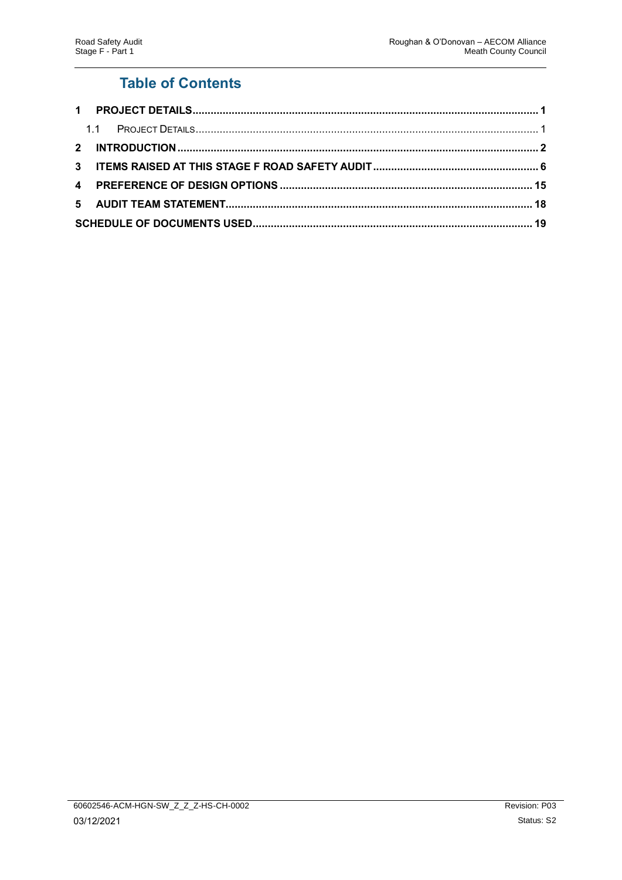# Table of Contents

1 PROJECT DETAILS ........ 1

1.1 PROJECT DETAILS ........ 1

2 INTRODUCTION ........ 2

3 ITEMS RAISED AT THIS STAGE F ROAD SAFETY AUDIT ........ 6

4 PREFERENCE OF DESIGN OPTIONS ........ 15

5 AUDIT TEAM STATEMENT ........ 18

SCHEDULE OF DOCUMENTS USED ........ 19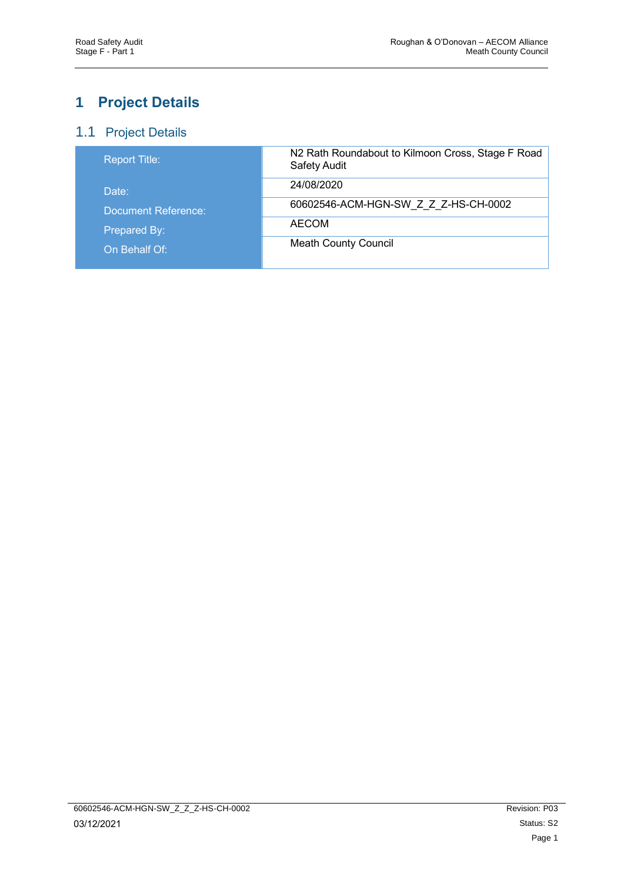# 1 Project Details

## 1.1 Project Details

| | |
|---|---|
| Report Title: | N2 Rath Roundabout to Kilmoon Cross, Stage F Road Safety Audit |
| Date: | 24/08/2020 |
| Document Reference: | 60602546-ACM-HGN-SW_Z_Z_Z-HS-CH-0002 |
| Prepared By: | AECOM |
| On Behalf Of: | Meath County Council |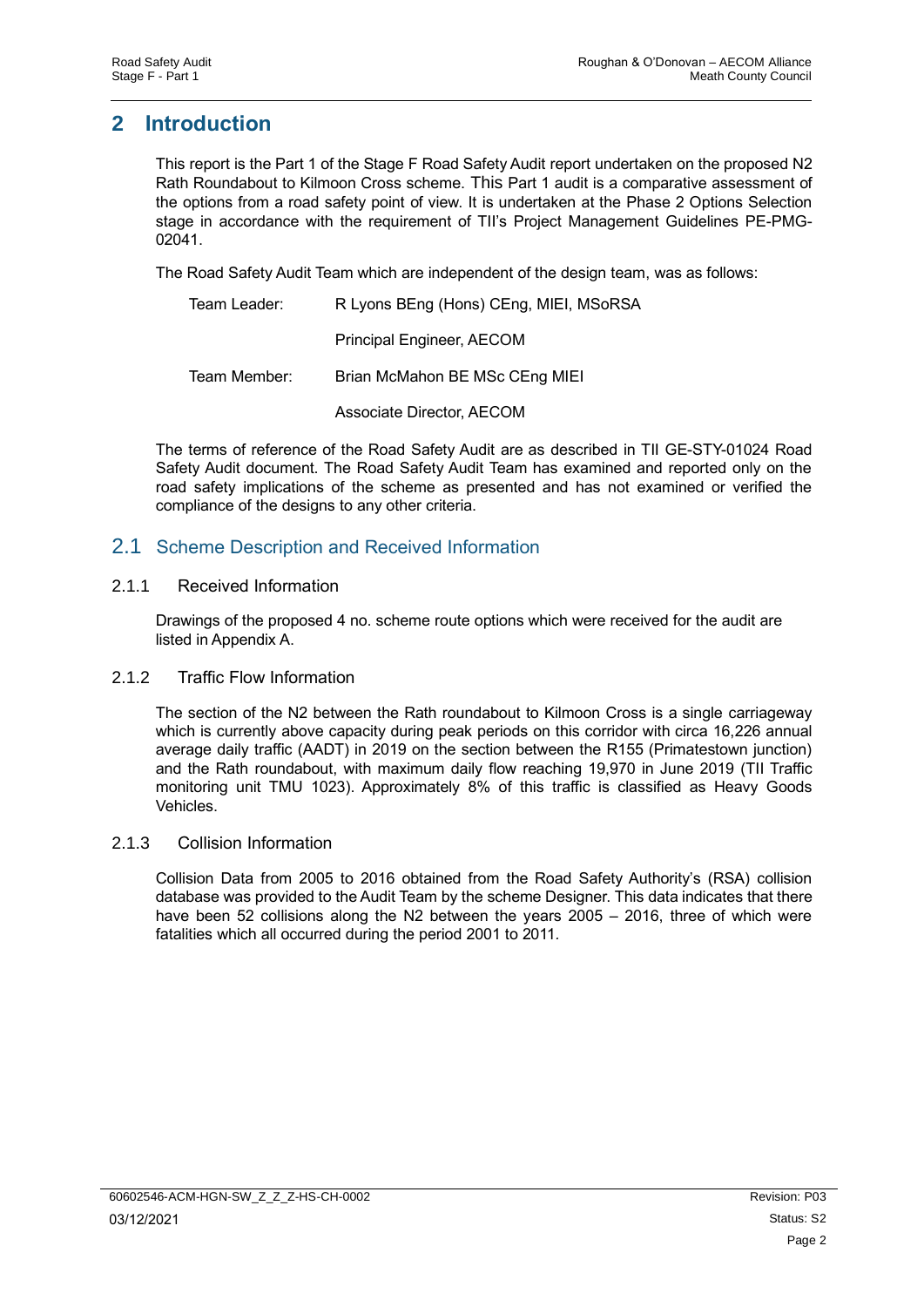# 2 Introduction

This report is the Part 1 of the Stage F Road Safety Audit report undertaken on the proposed N2 Rath Roundabout to Kilmoon Cross scheme. This Part 1 audit is a comparative assessment of the options from a road safety point of view. It is undertaken at the Phase 2 Options Selection stage in accordance with the requirement of TII's Project Management Guidelines PE-PMG-02041.

The Road Safety Audit Team which are independent of the design team, was as follows:

| | |
|---|---|
| Team Leader: | R Lyons BEng (Hons) CEng, MIEI, MSoRSA |
| | Principal Engineer, AECOM |
| Team Member: | Brian McMahon BE MSc CEng MIEI |
| | Associate Director, AECOM |

The terms of reference of the Road Safety Audit are as described in TII GE-STY-01024 Road Safety Audit document. The Road Safety Audit Team has examined and reported only on the road safety implications of the scheme as presented and has not examined or verified the compliance of the designs to any other criteria.

## 2.1 Scheme Description and Received Information

### 2.1.1 Received Information

Drawings of the proposed 4 no. scheme route options which were received for the audit are listed in Appendix A.

### 2.1.2 Traffic Flow Information

The section of the N2 between the Rath roundabout to Kilmoon Cross is a single carriageway which is currently above capacity during peak periods on this corridor with circa 16,226 annual average daily traffic (AADT) in 2019 on the section between the R155 (Primatestown junction) and the Rath roundabout, with maximum daily flow reaching 19,970 in June 2019 (TII Traffic monitoring unit TMU 1023). Approximately 8% of this traffic is classified as Heavy Goods Vehicles.

### 2.1.3 Collision Information

Collision Data from 2005 to 2016 obtained from the Road Safety Authority's (RSA) collision database was provided to the Audit Team by the scheme Designer. This data indicates that there have been 52 collisions along the N2 between the years 2005 – 2016, three of which were fatalities which all occurred during the period 2001 to 2011.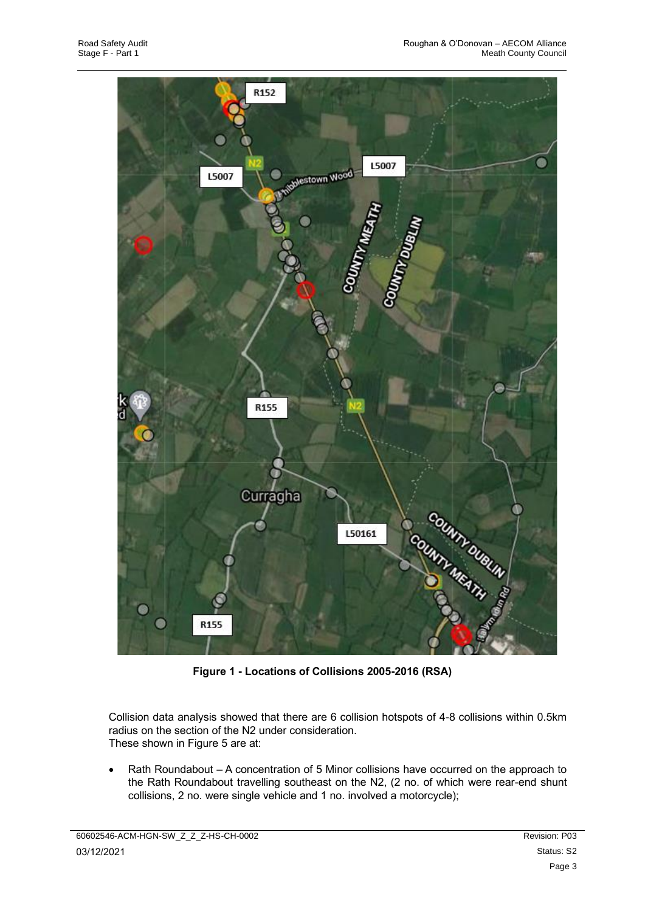R152

L5007

L5007

N2

Thibblestown Wood

COUNTY MEATH

COUNTY DUBLIN

R155

N2

Curragha

L50161

COUNTY DUBLIN

COUNTY MEATH

R155

**Figure 1 - Locations of Collisions 2005-2016 (RSA)**

Collision data analysis showed that there are 6 collision hotspots of 4-8 collisions within 0.5km radius on the section of the N2 under consideration.
These shown in Figure 5 are at:

- Rath Roundabout – A concentration of 5 Minor collisions have occurred on the approach to the Rath Roundabout travelling southeast on the N2, (2 no. of which were rear-end shunt collisions, 2 no. were single vehicle and 1 no. involved a motorcycle);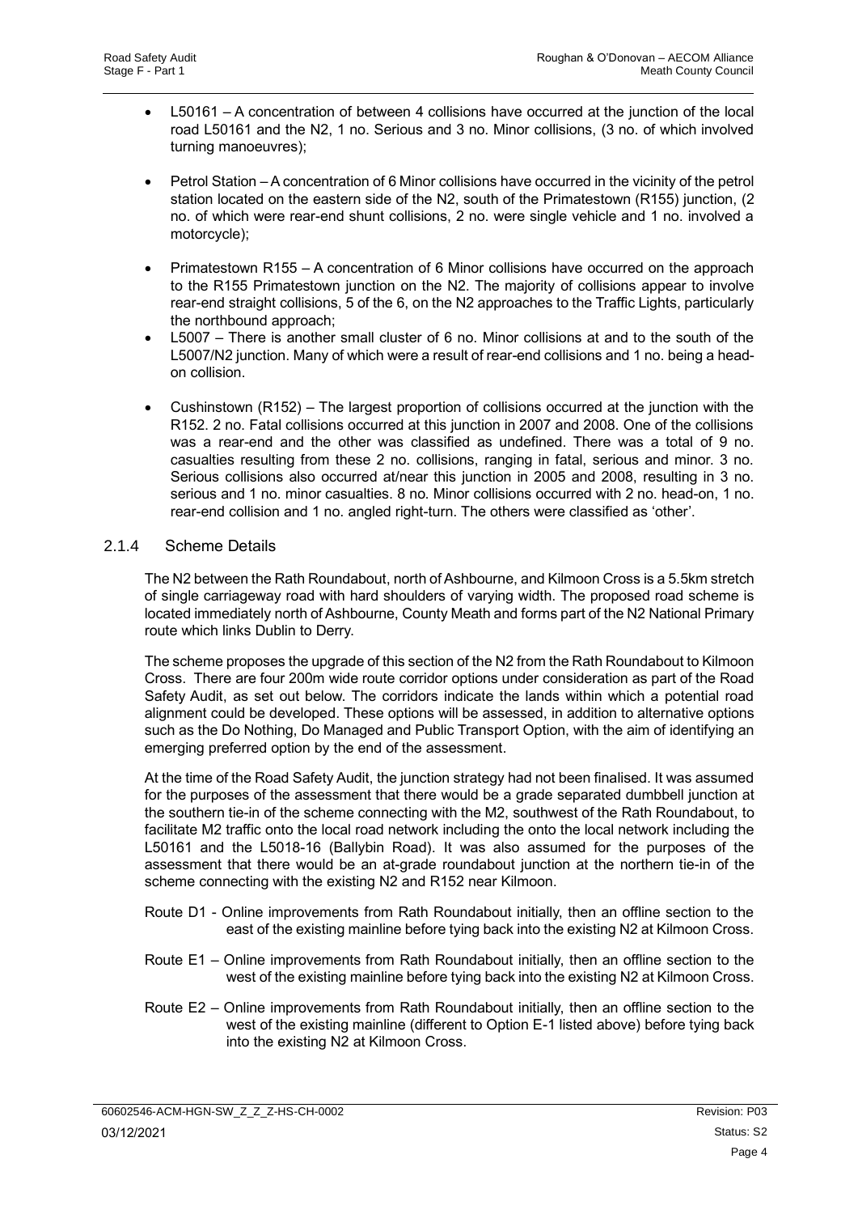- L50161 – A concentration of between 4 collisions have occurred at the junction of the local road L50161 and the N2, 1 no. Serious and 3 no. Minor collisions, (3 no. of which involved turning manoeuvres);

- Petrol Station – A concentration of 6 Minor collisions have occurred in the vicinity of the petrol station located on the eastern side of the N2, south of the Primatestown (R155) junction, (2 no. of which were rear-end shunt collisions, 2 no. were single vehicle and 1 no. involved a motorcycle);

- Primatestown R155 – A concentration of 6 Minor collisions have occurred on the approach to the R155 Primatestown junction on the N2. The majority of collisions appear to involve rear-end straight collisions, 5 of the 6, on the N2 approaches to the Traffic Lights, particularly the northbound approach;
- L5007 – There is another small cluster of 6 no. Minor collisions at and to the south of the L5007/N2 junction. Many of which were a result of rear-end collisions and 1 no. being a head-on collision.

- Cushinstown (R152) – The largest proportion of collisions occurred at the junction with the R152. 2 no. Fatal collisions occurred at this junction in 2007 and 2008. One of the collisions was a rear-end and the other was classified as undefined. There was a total of 9 no. casualties resulting from these 2 no. collisions, ranging in fatal, serious and minor. 3 no. Serious collisions also occurred at/near this junction in 2005 and 2008, resulting in 3 no. serious and 1 no. minor casualties. 8 no. Minor collisions occurred with 2 no. head-on, 1 no. rear-end collision and 1 no. angled right-turn. The others were classified as 'other'.

### 2.1.4 Scheme Details

The N2 between the Rath Roundabout, north of Ashbourne, and Kilmoon Cross is a 5.5km stretch of single carriageway road with hard shoulders of varying width. The proposed road scheme is located immediately north of Ashbourne, County Meath and forms part of the N2 National Primary route which links Dublin to Derry.

The scheme proposes the upgrade of this section of the N2 from the Rath Roundabout to Kilmoon Cross. There are four 200m wide route corridor options under consideration as part of the Road Safety Audit, as set out below. The corridors indicate the lands within which a potential road alignment could be developed. These options will be assessed, in addition to alternative options such as the Do Nothing, Do Managed and Public Transport Option, with the aim of identifying an emerging preferred option by the end of the assessment.

At the time of the Road Safety Audit, the junction strategy had not been finalised. It was assumed for the purposes of the assessment that there would be a grade separated dumbbell junction at the southern tie-in of the scheme connecting with the M2, southwest of the Rath Roundabout, to facilitate M2 traffic onto the local road network including the onto the local network including the L50161 and the L5018-16 (Ballybin Road). It was also assumed for the purposes of the assessment that there would be an at-grade roundabout junction at the northern tie-in of the scheme connecting with the existing N2 and R152 near Kilmoon.

Route D1 - Online improvements from Rath Roundabout initially, then an offline section to the east of the existing mainline before tying back into the existing N2 at Kilmoon Cross.

Route E1 – Online improvements from Rath Roundabout initially, then an offline section to the west of the existing mainline before tying back into the existing N2 at Kilmoon Cross.

Route E2 – Online improvements from Rath Roundabout initially, then an offline section to the west of the existing mainline (different to Option E-1 listed above) before tying back into the existing N2 at Kilmoon Cross.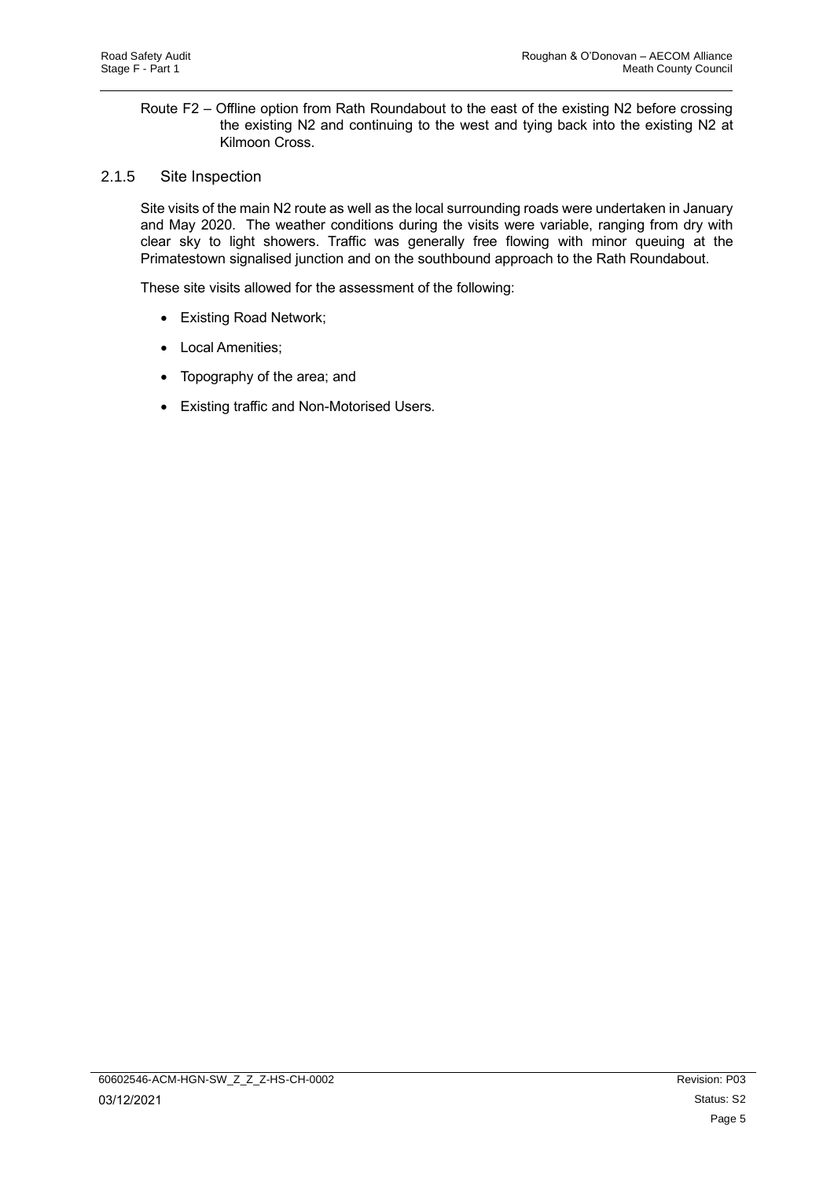Route F2 – Offline option from Rath Roundabout to the east of the existing N2 before crossing the existing N2 and continuing to the west and tying back into the existing N2 at Kilmoon Cross.

### 2.1.5 Site Inspection

Site visits of the main N2 route as well as the local surrounding roads were undertaken in January and May 2020. The weather conditions during the visits were variable, ranging from dry with clear sky to light showers. Traffic was generally free flowing with minor queuing at the Primatestown signalised junction and on the southbound approach to the Rath Roundabout.

These site visits allowed for the assessment of the following:

- Existing Road Network;
- Local Amenities;
- Topography of the area; and
- Existing traffic and Non-Motorised Users.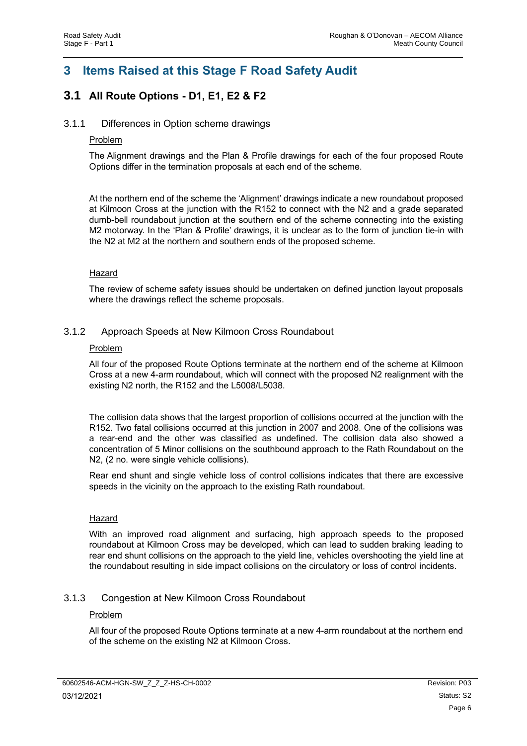# 3 Items Raised at this Stage F Road Safety Audit

## 3.1 All Route Options - D1, E1, E2 & F2

### 3.1.1 Differences in Option scheme drawings

Problem

The Alignment drawings and the Plan & Profile drawings for each of the four proposed Route Options differ in the termination proposals at each end of the scheme.

At the northern end of the scheme the 'Alignment' drawings indicate a new roundabout proposed at Kilmoon Cross at the junction with the R152 to connect with the N2 and a grade separated dumb-bell roundabout junction at the southern end of the scheme connecting into the existing M2 motorway. In the 'Plan & Profile' drawings, it is unclear as to the form of junction tie-in with the N2 at M2 at the northern and southern ends of the proposed scheme.

Hazard

The review of scheme safety issues should be undertaken on defined junction layout proposals where the drawings reflect the scheme proposals.

### 3.1.2 Approach Speeds at New Kilmoon Cross Roundabout

Problem

All four of the proposed Route Options terminate at the northern end of the scheme at Kilmoon Cross at a new 4-arm roundabout, which will connect with the proposed N2 realignment with the existing N2 north, the R152 and the L5008/L5038.

The collision data shows that the largest proportion of collisions occurred at the junction with the R152. Two fatal collisions occurred at this junction in 2007 and 2008. One of the collisions was a rear-end and the other was classified as undefined. The collision data also showed a concentration of 5 Minor collisions on the southbound approach to the Rath Roundabout on the N2, (2 no. were single vehicle collisions).

Rear end shunt and single vehicle loss of control collisions indicates that there are excessive speeds in the vicinity on the approach to the existing Rath roundabout.

Hazard

With an improved road alignment and surfacing, high approach speeds to the proposed roundabout at Kilmoon Cross may be developed, which can lead to sudden braking leading to rear end shunt collisions on the approach to the yield line, vehicles overshooting the yield line at the roundabout resulting in side impact collisions on the circulatory or loss of control incidents.

### 3.1.3 Congestion at New Kilmoon Cross Roundabout

Problem

All four of the proposed Route Options terminate at a new 4-arm roundabout at the northern end of the scheme on the existing N2 at Kilmoon Cross.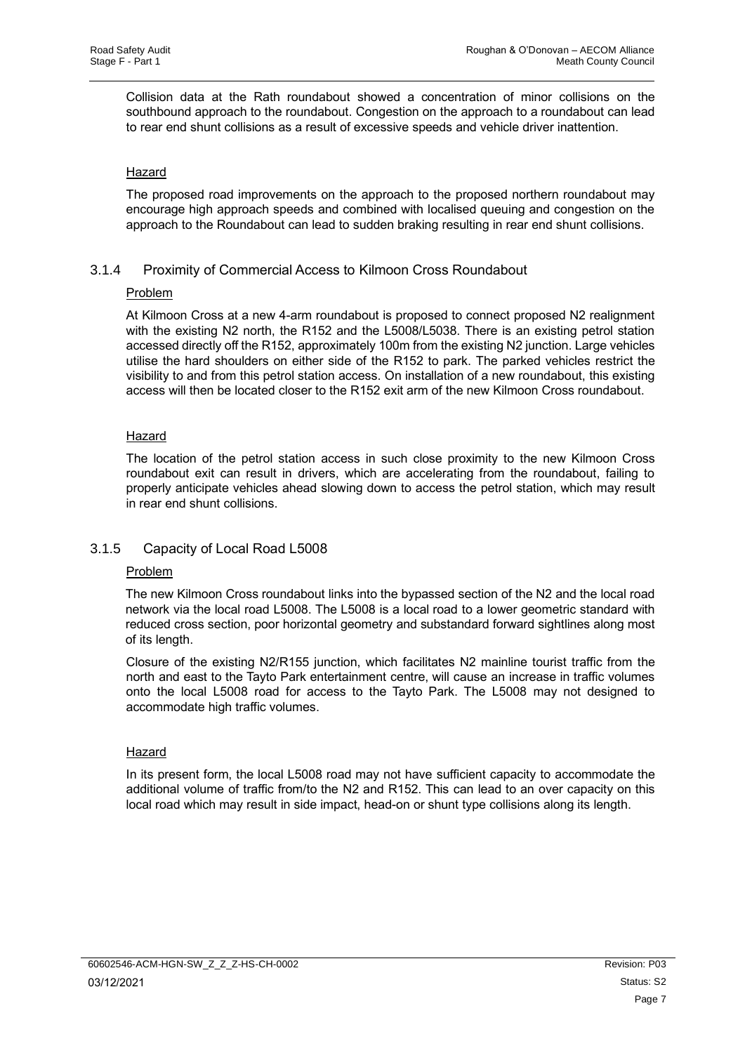Collision data at the Rath roundabout showed a concentration of minor collisions on the southbound approach to the roundabout. Congestion on the approach to a roundabout can lead to rear end shunt collisions as a result of excessive speeds and vehicle driver inattention.

Hazard

The proposed road improvements on the approach to the proposed northern roundabout may encourage high approach speeds and combined with localised queuing and congestion on the approach to the Roundabout can lead to sudden braking resulting in rear end shunt collisions.

### 3.1.4 Proximity of Commercial Access to Kilmoon Cross Roundabout

Problem

At Kilmoon Cross at a new 4-arm roundabout is proposed to connect proposed N2 realignment with the existing N2 north, the R152 and the L5008/L5038. There is an existing petrol station accessed directly off the R152, approximately 100m from the existing N2 junction. Large vehicles utilise the hard shoulders on either side of the R152 to park. The parked vehicles restrict the visibility to and from this petrol station access. On installation of a new roundabout, this existing access will then be located closer to the R152 exit arm of the new Kilmoon Cross roundabout.

Hazard

The location of the petrol station access in such close proximity to the new Kilmoon Cross roundabout exit can result in drivers, which are accelerating from the roundabout, failing to properly anticipate vehicles ahead slowing down to access the petrol station, which may result in rear end shunt collisions.

### 3.1.5 Capacity of Local Road L5008

Problem

The new Kilmoon Cross roundabout links into the bypassed section of the N2 and the local road network via the local road L5008. The L5008 is a local road to a lower geometric standard with reduced cross section, poor horizontal geometry and substandard forward sightlines along most of its length.

Closure of the existing N2/R155 junction, which facilitates N2 mainline tourist traffic from the north and east to the Tayto Park entertainment centre, will cause an increase in traffic volumes onto the local L5008 road for access to the Tayto Park. The L5008 may not designed to accommodate high traffic volumes.

Hazard

In its present form, the local L5008 road may not have sufficient capacity to accommodate the additional volume of traffic from/to the N2 and R152. This can lead to an over capacity on this local road which may result in side impact, head-on or shunt type collisions along its length.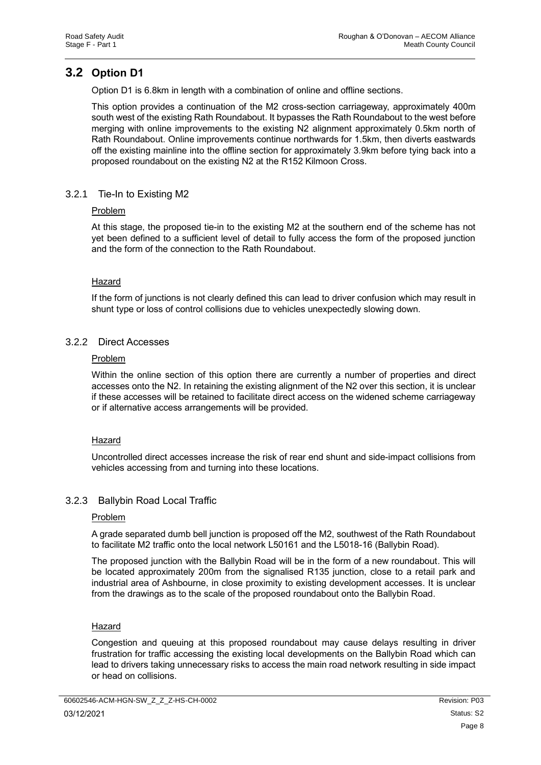## 3.2 Option D1

Option D1 is 6.8km in length with a combination of online and offline sections.

This option provides a continuation of the M2 cross-section carriageway, approximately 400m south west of the existing Rath Roundabout. It bypasses the Rath Roundabout to the west before merging with online improvements to the existing N2 alignment approximately 0.5km north of Rath Roundabout. Online improvements continue northwards for 1.5km, then diverts eastwards off the existing mainline into the offline section for approximately 3.9km before tying back into a proposed roundabout on the existing N2 at the R152 Kilmoon Cross.

### 3.2.1 Tie-In to Existing M2

Problem

At this stage, the proposed tie-in to the existing M2 at the southern end of the scheme has not yet been defined to a sufficient level of detail to fully access the form of the proposed junction and the form of the connection to the Rath Roundabout.

Hazard

If the form of junctions is not clearly defined this can lead to driver confusion which may result in shunt type or loss of control collisions due to vehicles unexpectedly slowing down.

### 3.2.2 Direct Accesses

Problem

Within the online section of this option there are currently a number of properties and direct accesses onto the N2. In retaining the existing alignment of the N2 over this section, it is unclear if these accesses will be retained to facilitate direct access on the widened scheme carriageway or if alternative access arrangements will be provided.

Hazard

Uncontrolled direct accesses increase the risk of rear end shunt and side-impact collisions from vehicles accessing from and turning into these locations.

### 3.2.3 Ballybin Road Local Traffic

Problem

A grade separated dumb bell junction is proposed off the M2, southwest of the Rath Roundabout to facilitate M2 traffic onto the local network L50161 and the L5018-16 (Ballybin Road).

The proposed junction with the Ballybin Road will be in the form of a new roundabout. This will be located approximately 200m from the signalised R135 junction, close to a retail park and industrial area of Ashbourne, in close proximity to existing development accesses. It is unclear from the drawings as to the scale of the proposed roundabout onto the Ballybin Road.

Hazard

Congestion and queuing at this proposed roundabout may cause delays resulting in driver frustration for traffic accessing the existing local developments on the Ballybin Road which can lead to drivers taking unnecessary risks to access the main road network resulting in side impact or head on collisions.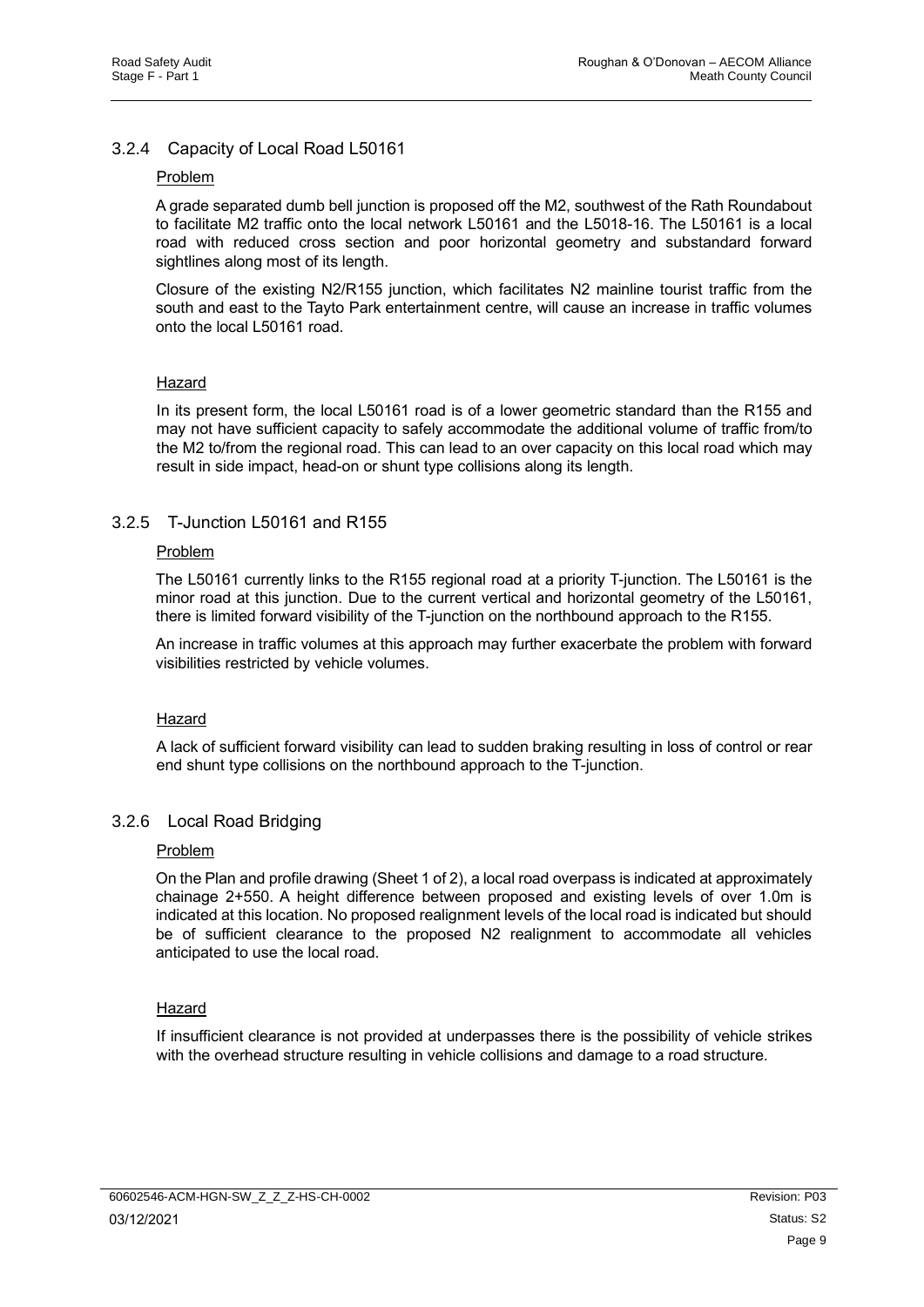### 3.2.4 Capacity of Local Road L50161

Problem

A grade separated dumb bell junction is proposed off the M2, southwest of the Rath Roundabout to facilitate M2 traffic onto the local network L50161 and the L5018-16. The L50161 is a local road with reduced cross section and poor horizontal geometry and substandard forward sightlines along most of its length.

Closure of the existing N2/R155 junction, which facilitates N2 mainline tourist traffic from the south and east to the Tayto Park entertainment centre, will cause an increase in traffic volumes onto the local L50161 road.

Hazard

In its present form, the local L50161 road is of a lower geometric standard than the R155 and may not have sufficient capacity to safely accommodate the additional volume of traffic from/to the M2 to/from the regional road. This can lead to an over capacity on this local road which may result in side impact, head-on or shunt type collisions along its length.

### 3.2.5 T-Junction L50161 and R155

Problem

The L50161 currently links to the R155 regional road at a priority T-junction. The L50161 is the minor road at this junction. Due to the current vertical and horizontal geometry of the L50161, there is limited forward visibility of the T-junction on the northbound approach to the R155.

An increase in traffic volumes at this approach may further exacerbate the problem with forward visibilities restricted by vehicle volumes.

Hazard

A lack of sufficient forward visibility can lead to sudden braking resulting in loss of control or rear end shunt type collisions on the northbound approach to the T-junction.

### 3.2.6 Local Road Bridging

Problem

On the Plan and profile drawing (Sheet 1 of 2), a local road overpass is indicated at approximately chainage 2+550. A height difference between proposed and existing levels of over 1.0m is indicated at this location. No proposed realignment levels of the local road is indicated but should be of sufficient clearance to the proposed N2 realignment to accommodate all vehicles anticipated to use the local road.

Hazard

If insufficient clearance is not provided at underpasses there is the possibility of vehicle strikes with the overhead structure resulting in vehicle collisions and damage to a road structure.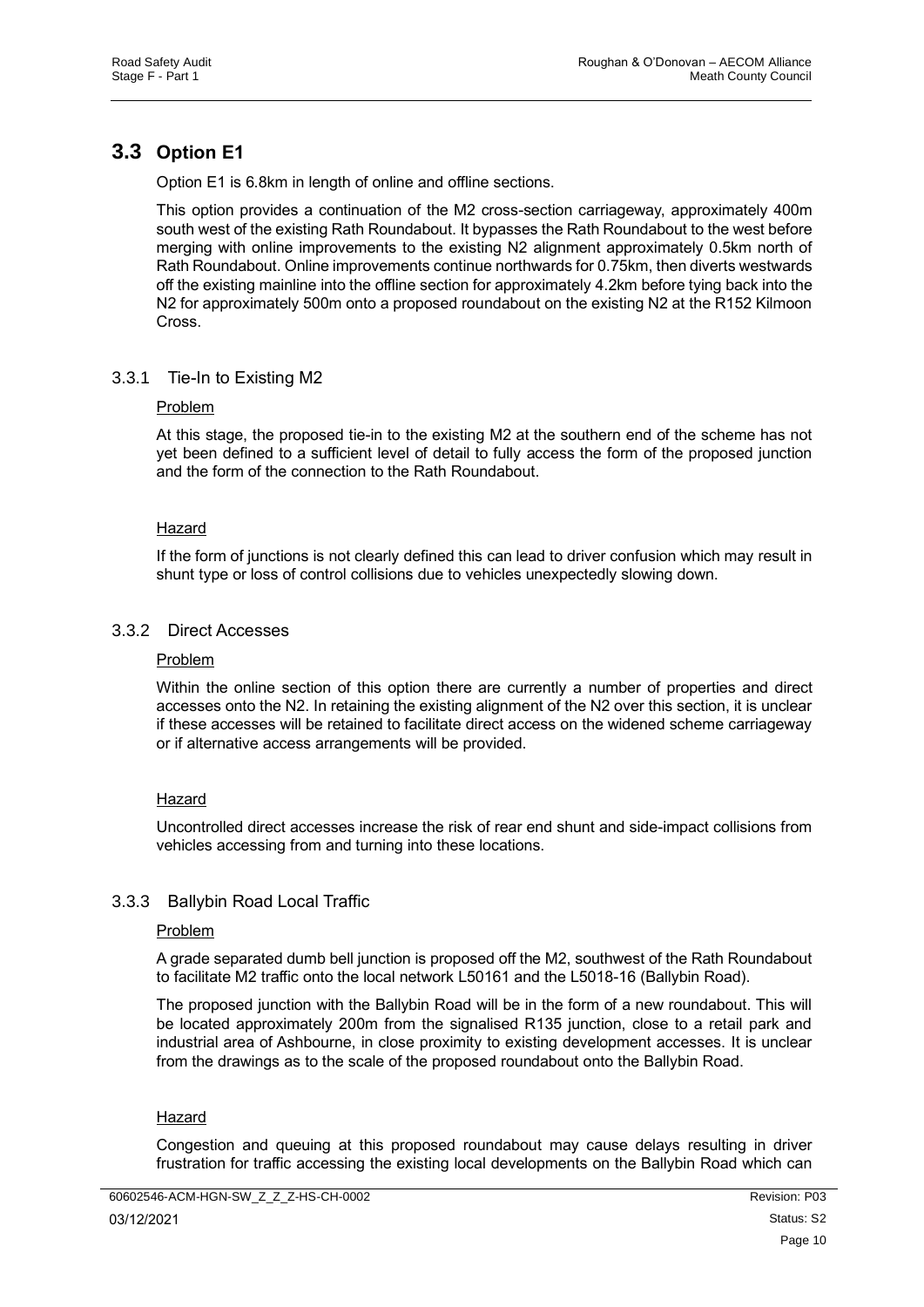## 3.3 Option E1

Option E1 is 6.8km in length of online and offline sections.

This option provides a continuation of the M2 cross-section carriageway, approximately 400m south west of the existing Rath Roundabout. It bypasses the Rath Roundabout to the west before merging with online improvements to the existing N2 alignment approximately 0.5km north of Rath Roundabout. Online improvements continue northwards for 0.75km, then diverts westwards off the existing mainline into the offline section for approximately 4.2km before tying back into the N2 for approximately 500m onto a proposed roundabout on the existing N2 at the R152 Kilmoon Cross.

### 3.3.1 Tie-In to Existing M2

Problem

At this stage, the proposed tie-in to the existing M2 at the southern end of the scheme has not yet been defined to a sufficient level of detail to fully access the form of the proposed junction and the form of the connection to the Rath Roundabout.

Hazard

If the form of junctions is not clearly defined this can lead to driver confusion which may result in shunt type or loss of control collisions due to vehicles unexpectedly slowing down.

### 3.3.2 Direct Accesses

Problem

Within the online section of this option there are currently a number of properties and direct accesses onto the N2. In retaining the existing alignment of the N2 over this section, it is unclear if these accesses will be retained to facilitate direct access on the widened scheme carriageway or if alternative access arrangements will be provided.

Hazard

Uncontrolled direct accesses increase the risk of rear end shunt and side-impact collisions from vehicles accessing from and turning into these locations.

### 3.3.3 Ballybin Road Local Traffic

Problem

A grade separated dumb bell junction is proposed off the M2, southwest of the Rath Roundabout to facilitate M2 traffic onto the local network L50161 and the L5018-16 (Ballybin Road).

The proposed junction with the Ballybin Road will be in the form of a new roundabout. This will be located approximately 200m from the signalised R135 junction, close to a retail park and industrial area of Ashbourne, in close proximity to existing development accesses. It is unclear from the drawings as to the scale of the proposed roundabout onto the Ballybin Road.

Hazard

Congestion and queuing at this proposed roundabout may cause delays resulting in driver frustration for traffic accessing the existing local developments on the Ballybin Road which can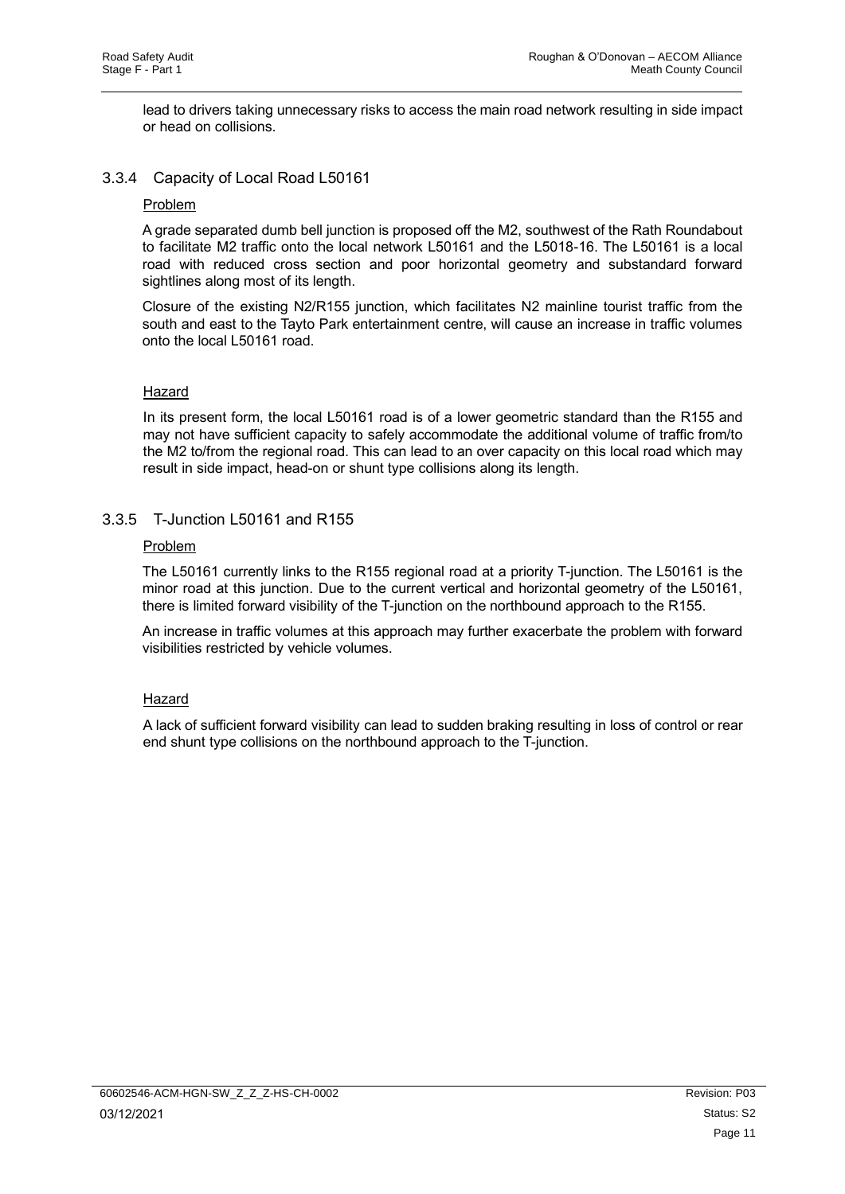lead to drivers taking unnecessary risks to access the main road network resulting in side impact or head on collisions.

### 3.3.4 Capacity of Local Road L50161

Problem

A grade separated dumb bell junction is proposed off the M2, southwest of the Rath Roundabout to facilitate M2 traffic onto the local network L50161 and the L5018-16. The L50161 is a local road with reduced cross section and poor horizontal geometry and substandard forward sightlines along most of its length.

Closure of the existing N2/R155 junction, which facilitates N2 mainline tourist traffic from the south and east to the Tayto Park entertainment centre, will cause an increase in traffic volumes onto the local L50161 road.

Hazard

In its present form, the local L50161 road is of a lower geometric standard than the R155 and may not have sufficient capacity to safely accommodate the additional volume of traffic from/to the M2 to/from the regional road. This can lead to an over capacity on this local road which may result in side impact, head-on or shunt type collisions along its length.

### 3.3.5 T-Junction L50161 and R155

Problem

The L50161 currently links to the R155 regional road at a priority T-junction. The L50161 is the minor road at this junction. Due to the current vertical and horizontal geometry of the L50161, there is limited forward visibility of the T-junction on the northbound approach to the R155.

An increase in traffic volumes at this approach may further exacerbate the problem with forward visibilities restricted by vehicle volumes.

Hazard

A lack of sufficient forward visibility can lead to sudden braking resulting in loss of control or rear end shunt type collisions on the northbound approach to the T-junction.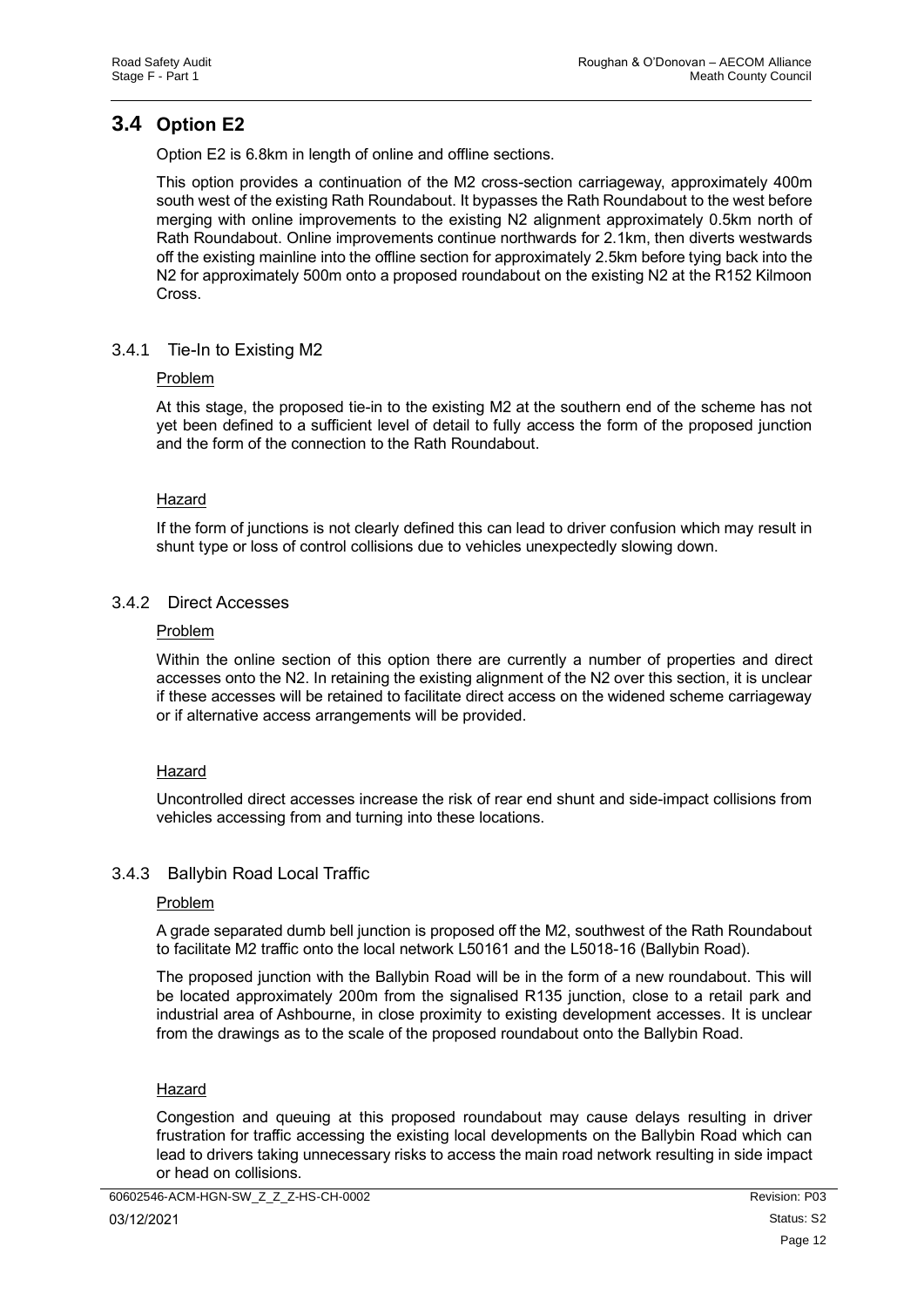# 3.4 Option E2

Option E2 is 6.8km in length of online and offline sections.

This option provides a continuation of the M2 cross-section carriageway, approximately 400m south west of the existing Rath Roundabout. It bypasses the Rath Roundabout to the west before merging with online improvements to the existing N2 alignment approximately 0.5km north of Rath Roundabout. Online improvements continue northwards for 2.1km, then diverts westwards off the existing mainline into the offline section for approximately 2.5km before tying back into the N2 for approximately 500m onto a proposed roundabout on the existing N2 at the R152 Kilmoon Cross.

## 3.4.1 Tie-In to Existing M2

Problem

At this stage, the proposed tie-in to the existing M2 at the southern end of the scheme has not yet been defined to a sufficient level of detail to fully access the form of the proposed junction and the form of the connection to the Rath Roundabout.

Hazard

If the form of junctions is not clearly defined this can lead to driver confusion which may result in shunt type or loss of control collisions due to vehicles unexpectedly slowing down.

## 3.4.2 Direct Accesses

Problem

Within the online section of this option there are currently a number of properties and direct accesses onto the N2. In retaining the existing alignment of the N2 over this section, it is unclear if these accesses will be retained to facilitate direct access on the widened scheme carriageway or if alternative access arrangements will be provided.

Hazard

Uncontrolled direct accesses increase the risk of rear end shunt and side-impact collisions from vehicles accessing from and turning into these locations.

## 3.4.3 Ballybin Road Local Traffic

Problem

A grade separated dumb bell junction is proposed off the M2, southwest of the Rath Roundabout to facilitate M2 traffic onto the local network L50161 and the L5018-16 (Ballybin Road).

The proposed junction with the Ballybin Road will be in the form of a new roundabout. This will be located approximately 200m from the signalised R135 junction, close to a retail park and industrial area of Ashbourne, in close proximity to existing development accesses. It is unclear from the drawings as to the scale of the proposed roundabout onto the Ballybin Road.

Hazard

Congestion and queuing at this proposed roundabout may cause delays resulting in driver frustration for traffic accessing the existing local developments on the Ballybin Road which can lead to drivers taking unnecessary risks to access the main road network resulting in side impact or head on collisions.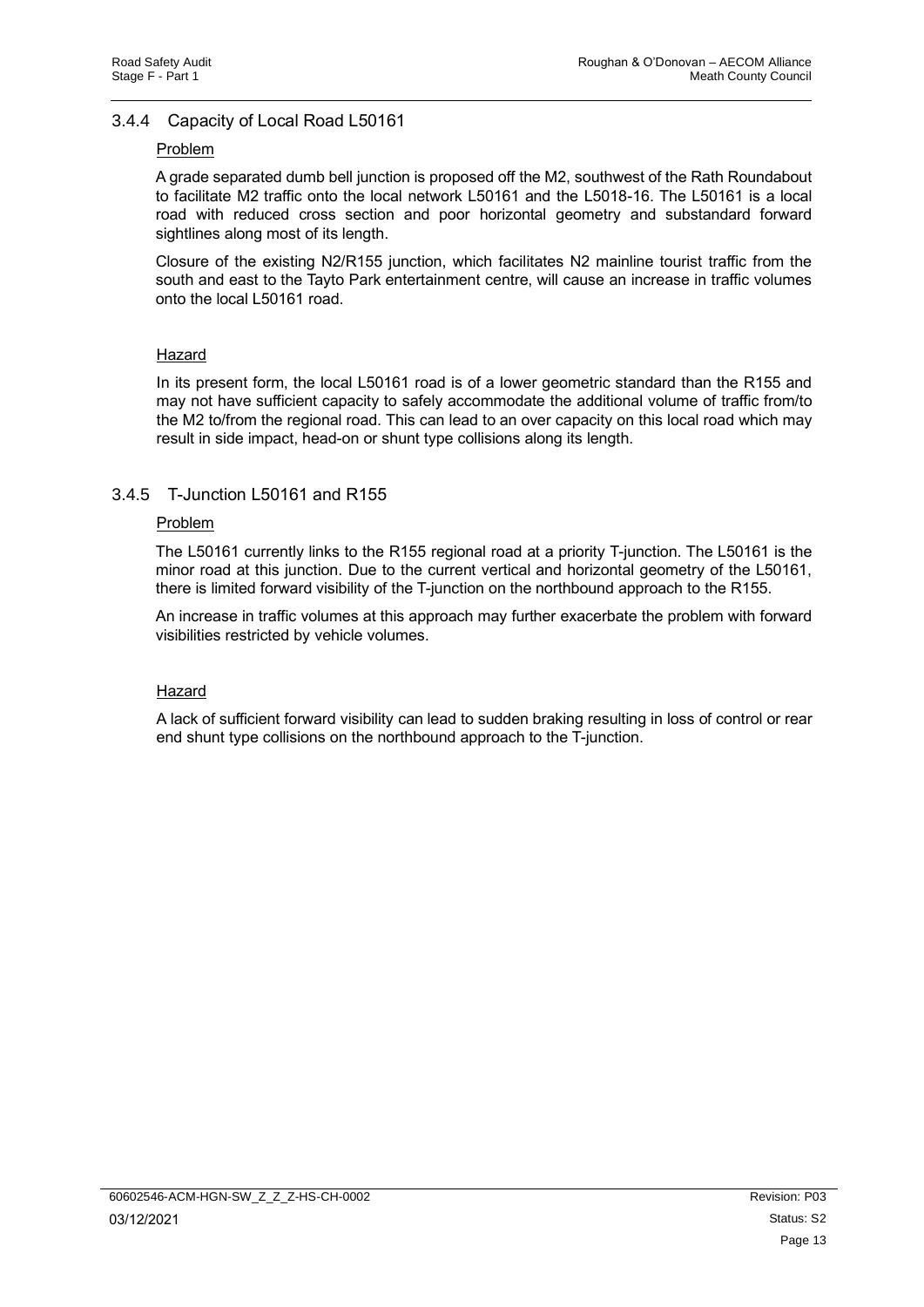### 3.4.4 Capacity of Local Road L50161

Problem

A grade separated dumb bell junction is proposed off the M2, southwest of the Rath Roundabout to facilitate M2 traffic onto the local network L50161 and the L5018-16. The L50161 is a local road with reduced cross section and poor horizontal geometry and substandard forward sightlines along most of its length.

Closure of the existing N2/R155 junction, which facilitates N2 mainline tourist traffic from the south and east to the Tayto Park entertainment centre, will cause an increase in traffic volumes onto the local L50161 road.

Hazard

In its present form, the local L50161 road is of a lower geometric standard than the R155 and may not have sufficient capacity to safely accommodate the additional volume of traffic from/to the M2 to/from the regional road. This can lead to an over capacity on this local road which may result in side impact, head-on or shunt type collisions along its length.

### 3.4.5 T-Junction L50161 and R155

Problem

The L50161 currently links to the R155 regional road at a priority T-junction. The L50161 is the minor road at this junction. Due to the current vertical and horizontal geometry of the L50161, there is limited forward visibility of the T-junction on the northbound approach to the R155.

An increase in traffic volumes at this approach may further exacerbate the problem with forward visibilities restricted by vehicle volumes.

Hazard

A lack of sufficient forward visibility can lead to sudden braking resulting in loss of control or rear end shunt type collisions on the northbound approach to the T-junction.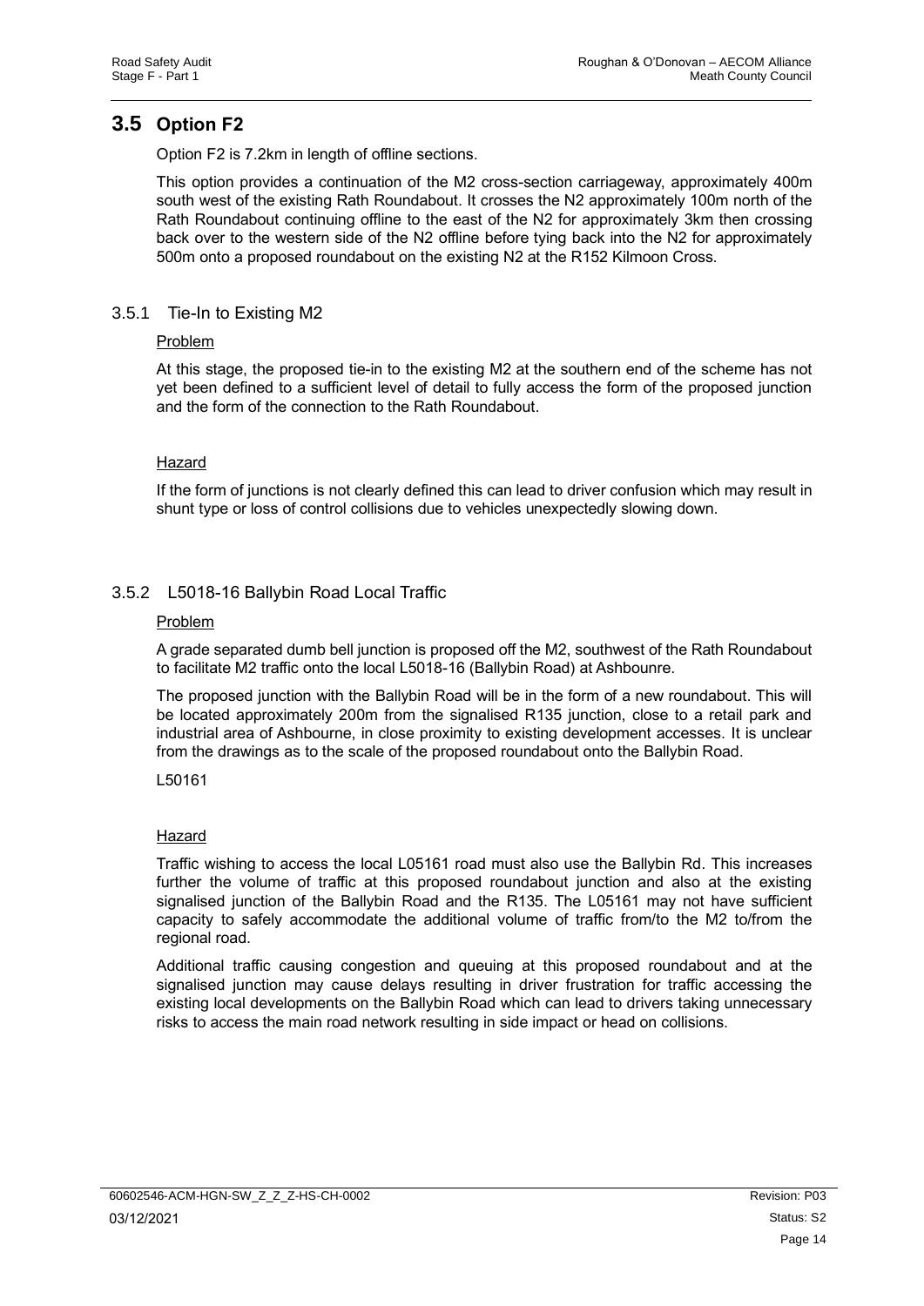## 3.5 Option F2

Option F2 is 7.2km in length of offline sections.

This option provides a continuation of the M2 cross-section carriageway, approximately 400m south west of the existing Rath Roundabout. It crosses the N2 approximately 100m north of the Rath Roundabout continuing offline to the east of the N2 for approximately 3km then crossing back over to the western side of the N2 offline before tying back into the N2 for approximately 500m onto a proposed roundabout on the existing N2 at the R152 Kilmoon Cross.

### 3.5.1 Tie-In to Existing M2

Problem

At this stage, the proposed tie-in to the existing M2 at the southern end of the scheme has not yet been defined to a sufficient level of detail to fully access the form of the proposed junction and the form of the connection to the Rath Roundabout.

Hazard

If the form of junctions is not clearly defined this can lead to driver confusion which may result in shunt type or loss of control collisions due to vehicles unexpectedly slowing down.

### 3.5.2 L5018-16 Ballybin Road Local Traffic

Problem

A grade separated dumb bell junction is proposed off the M2, southwest of the Rath Roundabout to facilitate M2 traffic onto the local L5018-16 (Ballybin Road) at Ashbounre.

The proposed junction with the Ballybin Road will be in the form of a new roundabout. This will be located approximately 200m from the signalised R135 junction, close to a retail park and industrial area of Ashbourne, in close proximity to existing development accesses. It is unclear from the drawings as to the scale of the proposed roundabout onto the Ballybin Road.

L50161

Hazard

Traffic wishing to access the local L05161 road must also use the Ballybin Rd. This increases further the volume of traffic at this proposed roundabout junction and also at the existing signalised junction of the Ballybin Road and the R135. The L05161 may not have sufficient capacity to safely accommodate the additional volume of traffic from/to the M2 to/from the regional road.

Additional traffic causing congestion and queuing at this proposed roundabout and at the signalised junction may cause delays resulting in driver frustration for traffic accessing the existing local developments on the Ballybin Road which can lead to drivers taking unnecessary risks to access the main road network resulting in side impact or head on collisions.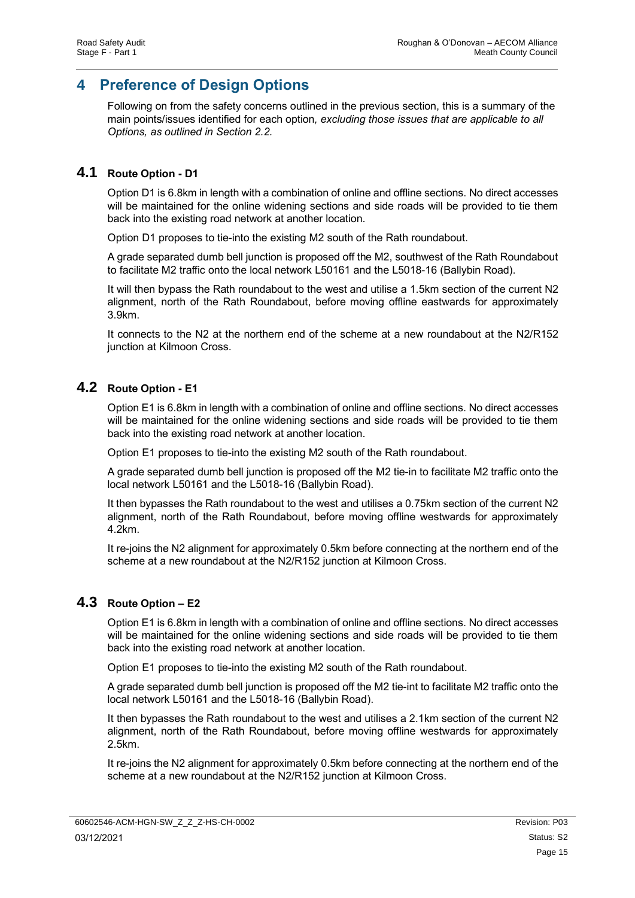# 4 Preference of Design Options

Following on from the safety concerns outlined in the previous section, this is a summary of the main points/issues identified for each option*, excluding those issues that are applicable to all Options, as outlined in Section 2.2.*

## 4.1 Route Option - D1

Option D1 is 6.8km in length with a combination of online and offline sections. No direct accesses will be maintained for the online widening sections and side roads will be provided to tie them back into the existing road network at another location.

Option D1 proposes to tie-into the existing M2 south of the Rath roundabout.

A grade separated dumb bell junction is proposed off the M2, southwest of the Rath Roundabout to facilitate M2 traffic onto the local network L50161 and the L5018-16 (Ballybin Road).

It will then bypass the Rath roundabout to the west and utilise a 1.5km section of the current N2 alignment, north of the Rath Roundabout, before moving offline eastwards for approximately 3.9km.

It connects to the N2 at the northern end of the scheme at a new roundabout at the N2/R152 junction at Kilmoon Cross.

## 4.2 Route Option - E1

Option E1 is 6.8km in length with a combination of online and offline sections. No direct accesses will be maintained for the online widening sections and side roads will be provided to tie them back into the existing road network at another location.

Option E1 proposes to tie-into the existing M2 south of the Rath roundabout.

A grade separated dumb bell junction is proposed off the M2 tie-in to facilitate M2 traffic onto the local network L50161 and the L5018-16 (Ballybin Road).

It then bypasses the Rath roundabout to the west and utilises a 0.75km section of the current N2 alignment, north of the Rath Roundabout, before moving offline westwards for approximately 4.2km.

It re-joins the N2 alignment for approximately 0.5km before connecting at the northern end of the scheme at a new roundabout at the N2/R152 junction at Kilmoon Cross.

## 4.3 Route Option – E2

Option E1 is 6.8km in length with a combination of online and offline sections. No direct accesses will be maintained for the online widening sections and side roads will be provided to tie them back into the existing road network at another location.

Option E1 proposes to tie-into the existing M2 south of the Rath roundabout.

A grade separated dumb bell junction is proposed off the M2 tie-int to facilitate M2 traffic onto the local network L50161 and the L5018-16 (Ballybin Road).

It then bypasses the Rath roundabout to the west and utilises a 2.1km section of the current N2 alignment, north of the Rath Roundabout, before moving offline westwards for approximately 2.5km.

It re-joins the N2 alignment for approximately 0.5km before connecting at the northern end of the scheme at a new roundabout at the N2/R152 junction at Kilmoon Cross.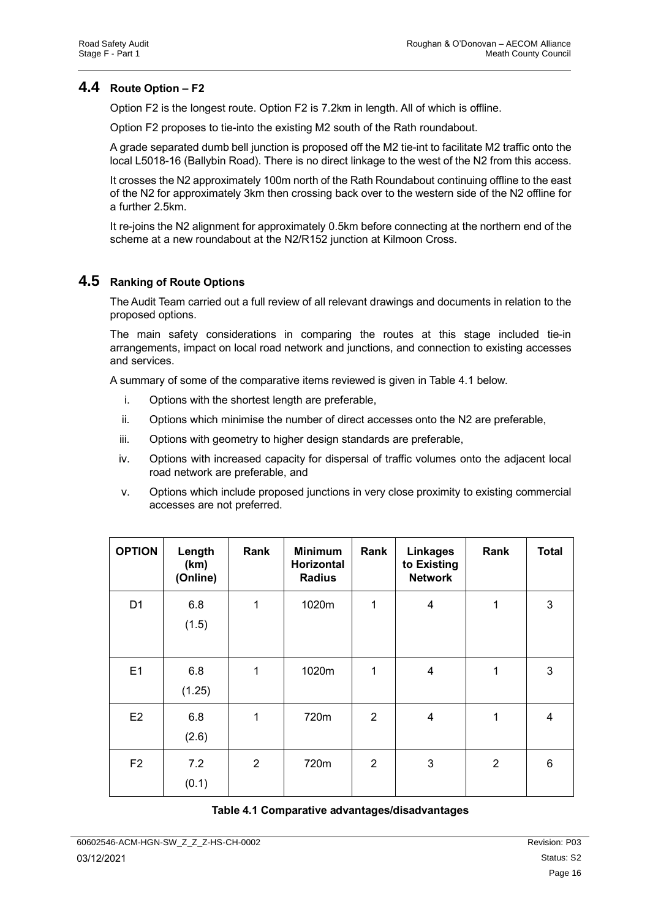## 4.4 Route Option – F2

Option F2 is the longest route. Option F2 is 7.2km in length. All of which is offline.

Option F2 proposes to tie-into the existing M2 south of the Rath roundabout.

A grade separated dumb bell junction is proposed off the M2 tie-int to facilitate M2 traffic onto the local L5018-16 (Ballybin Road). There is no direct linkage to the west of the N2 from this access.

It crosses the N2 approximately 100m north of the Rath Roundabout continuing offline to the east of the N2 for approximately 3km then crossing back over to the western side of the N2 offline for a further 2.5km.

It re-joins the N2 alignment for approximately 0.5km before connecting at the northern end of the scheme at a new roundabout at the N2/R152 junction at Kilmoon Cross.

## 4.5 Ranking of Route Options

The Audit Team carried out a full review of all relevant drawings and documents in relation to the proposed options.

The main safety considerations in comparing the routes at this stage included tie-in arrangements, impact on local road network and junctions, and connection to existing accesses and services.

A summary of some of the comparative items reviewed is given in Table 4.1 below.

i. Options with the shortest length are preferable,

ii. Options which minimise the number of direct accesses onto the N2 are preferable,

iii. Options with geometry to higher design standards are preferable,

iv. Options with increased capacity for dispersal of traffic volumes onto the adjacent local road network are preferable, and

v. Options which include proposed junctions in very close proximity to existing commercial accesses are not preferred.

| OPTION | Length (km) (Online) | Rank | Minimum Horizontal Radius | Rank | Linkages to Existing Network | Rank | Total |
|---|---|---|---|---|---|---|---|
| D1 | 6.8 (1.5) | 1 | 1020m | 1 | 4 | 1 | 3 |
| E1 | 6.8 (1.25) | 1 | 1020m | 1 | 4 | 1 | 3 |
| E2 | 6.8 (2.6) | 1 | 720m | 2 | 4 | 1 | 4 |
| F2 | 7.2 (0.1) | 2 | 720m | 2 | 3 | 2 | 6 |

**Table 4.1 Comparative advantages/disadvantages**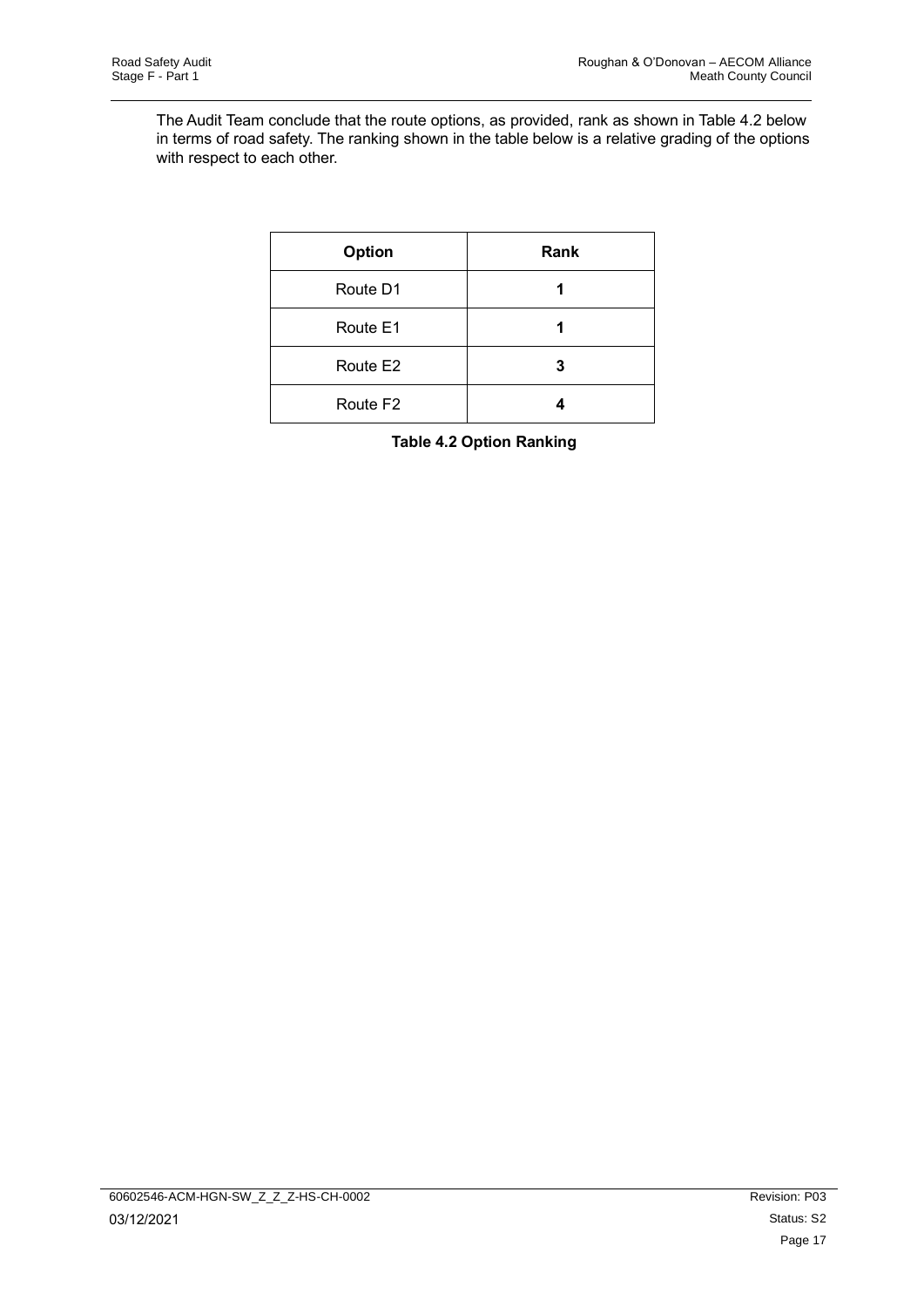The Audit Team conclude that the route options, as provided, rank as shown in Table 4.2 below in terms of road safety. The ranking shown in the table below is a relative grading of the options with respect to each other.

| Option | Rank |
|---|---|
| Route D1 | **1** |
| Route E1 | **1** |
| Route E2 | **3** |
| Route F2 | **4** |

**Table 4.2 Option Ranking**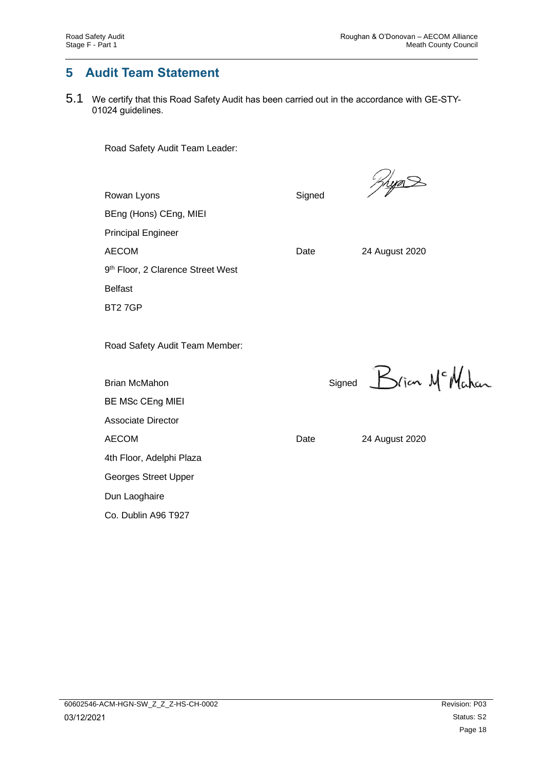# 5 Audit Team Statement

5.1 We certify that this Road Safety Audit has been carried out in the accordance with GE-STY-01024 guidelines.

Road Safety Audit Team Leader:

| | | |
|---|---|---|
| Rowan Lyons | Signed | |
| BEng (Hons) CEng, MIEI | | |
| Principal Engineer | | |
| AECOM | Date | 24 August 2020 |
| 9th Floor, 2 Clarence Street West | | |
| Belfast | | |
| BT2 7GP | | |

Road Safety Audit Team Member:

| | | |
|---|---|---|
| Brian McMahon | Signed | Brian McMahon |
| BE MSc CEng MIEI | | |
| Associate Director | | |
| AECOM | Date | 24 August 2020 |
| 4th Floor, Adelphi Plaza | | |
| Georges Street Upper | | |
| Dun Laoghaire | | |
| Co. Dublin A96 T927 | | |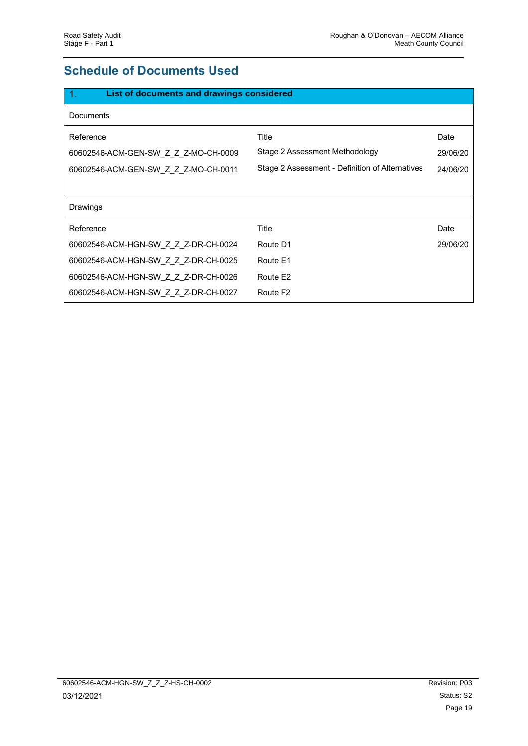# Schedule of Documents Used

| 1. List of documents and drawings considered | | |
|---|---|---|
| **Documents** | | |
| Reference | Title | Date |
| 60602546-ACM-GEN-SW_Z_Z_Z-MO-CH-0009 | Stage 2 Assessment Methodology | 29/06/20 |
| 60602546-ACM-GEN-SW_Z_Z_Z-MO-CH-0011 | Stage 2 Assessment - Definition of Alternatives | 24/06/20 |
| **Drawings** | | |
| Reference | Title | Date |
| 60602546-ACM-HGN-SW_Z_Z_Z-DR-CH-0024 | Route D1 | 29/06/20 |
| 60602546-ACM-HGN-SW_Z_Z_Z-DR-CH-0025 | Route E1 | |
| 60602546-ACM-HGN-SW_Z_Z_Z-DR-CH-0026 | Route E2 | |
| 60602546-ACM-HGN-SW_Z_Z_Z-DR-CH-0027 | Route F2 | |